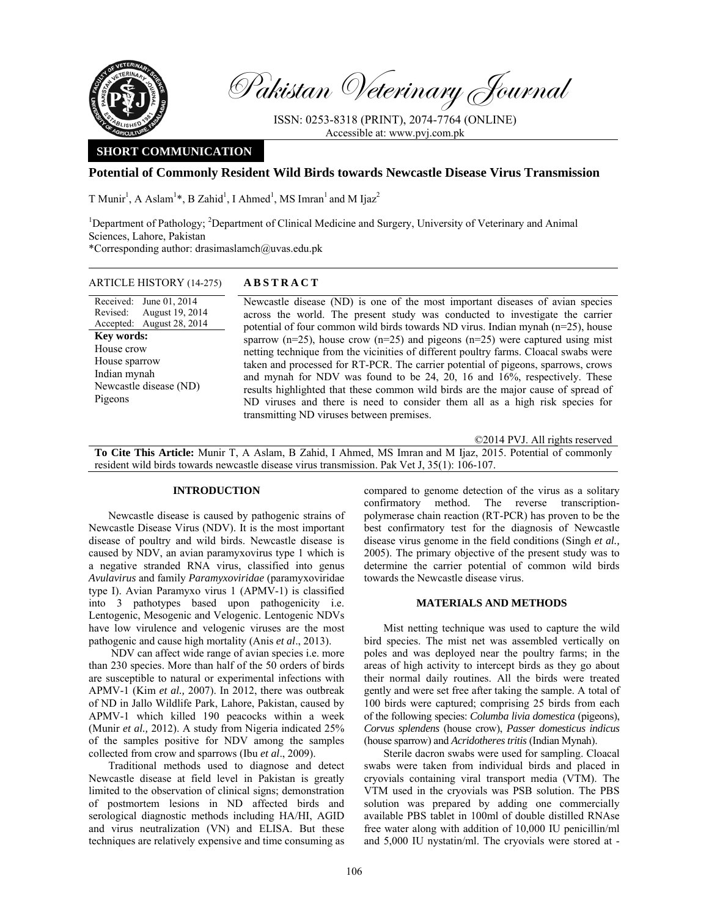# Potential of Commonly Resident Wild Birds towards Newcastle Disease Virus Transmission

T Munir[1], A Aslam[1]*, B Zahid[1], I Ahmed[1], MS Imran[1] and M Ijaz[2]

[1]Department of Pathology; [2]Department of Clinical Medicine and Surgery, University of Veterinary and Animal Sciences, Lahore, Pakistan

*Corresponding author: drasimaslamch@uvas.edu.pk

**SHORT COMMUNICATION**

**ARTICLE HISTORY (14-275)**

Received: June 01, 2014
Revised: August 19, 2014
Accepted: August 28, 2014

**Key words:**
House crow
House sparrow
Indian mynah
Newcastle disease (ND)
Pigeons

## ABSTRACT

Newcastle disease (ND) is one of the most important diseases of avian species across the world. The present study was conducted to investigate the carrier potential of four common wild birds towards ND virus. Indian mynah (n=25), house sparrow (n=25), house crow (n=25) and pigeons (n=25) were captured using mist netting technique from the vicinities of different poultry farms. Cloacal swabs were taken and processed for RT-PCR. The carrier potential of pigeons, sparrows, crows and mynah for NDV was found to be 24, 20, 16 and 16%, respectively. These results highlighted that these common wild birds are the major cause of spread of ND viruses and there is need to consider them all as a high risk species for transmitting ND viruses between premises.

©2014 PVJ. All rights reserved

**To Cite This Article:** Munir T, A Aslam, B Zahid, I Ahmed, MS Imran and M Ijaz, 2015. Potential of commonly resident wild birds towards newcastle disease virus transmission. Pak Vet J, 35(1): 106-107.

## INTRODUCTION

Newcastle disease is caused by pathogenic strains of Newcastle Disease Virus (NDV). It is the most important disease of poultry and wild birds. Newcastle disease is caused by NDV, an avian paramyxovirus type 1 which is a negative stranded RNA virus, classified into genus *Avulavirus* and family *Paramyxoviridae* (paramyxoviridae type I). Avian Paramyxo virus 1 (APMV-1) is classified into 3 pathotypes based upon pathogenicity i.e. Lentogenic, Mesogenic and Velogenic. Lentogenic NDVs have low virulence and velogenic viruses are the most pathogenic and cause high mortality (Anis *et al*., 2013).

NDV can affect wide range of avian species i.e. more than 230 species. More than half of the 50 orders of birds are susceptible to natural or experimental infections with APMV-1 (Kim *et al.,* 2007). In 2012, there was outbreak of ND in Jallo Wildlife Park, Lahore, Pakistan, caused by APMV-1 which killed 190 peacocks within a week (Munir *et al.,* 2012). A study from Nigeria indicated 25% of the samples positive for NDV among the samples collected from crow and sparrows (Ibu *et al*., 2009).

Traditional methods used to diagnose and detect Newcastle disease at field level in Pakistan is greatly limited to the observation of clinical signs; demonstration of postmortem lesions in ND affected birds and serological diagnostic methods including HA/HI, AGID and virus neutralization (VN) and ELISA. But these techniques are relatively expensive and time consuming as compared to genome detection of the virus as a solitary confirmatory method. The reverse transcription-polymerase chain reaction (RT-PCR) has proven to be the best confirmatory test for the diagnosis of Newcastle disease virus genome in the field conditions (Singh *et al.,* 2005). The primary objective of the present study was to determine the carrier potential of common wild birds towards the Newcastle disease virus.

## MATERIALS AND METHODS

Mist netting technique was used to capture the wild bird species. The mist net was assembled vertically on poles and was deployed near the poultry farms; in the areas of high activity to intercept birds as they go about their normal daily routines. All the birds were treated gently and were set free after taking the sample. A total of 100 birds were captured; comprising 25 birds from each of the following species: *Columba livia domestica* (pigeons), *Corvus splendens* (house crow), *Passer domesticus indicus* (house sparrow) and *Acridotheres tritis* (Indian Mynah).

Sterile dacron swabs were used for sampling. Cloacal swabs were taken from individual birds and placed in cryovials containing viral transport media (VTM). The VTM used in the cryovials was PSB solution. The PBS solution was prepared by adding one commercially available PBS tablet in 100ml of double distilled RNAse free water along with addition of 10,000 IU penicillin/ml and 5,000 IU nystatin/ml. The cryovials were stored at -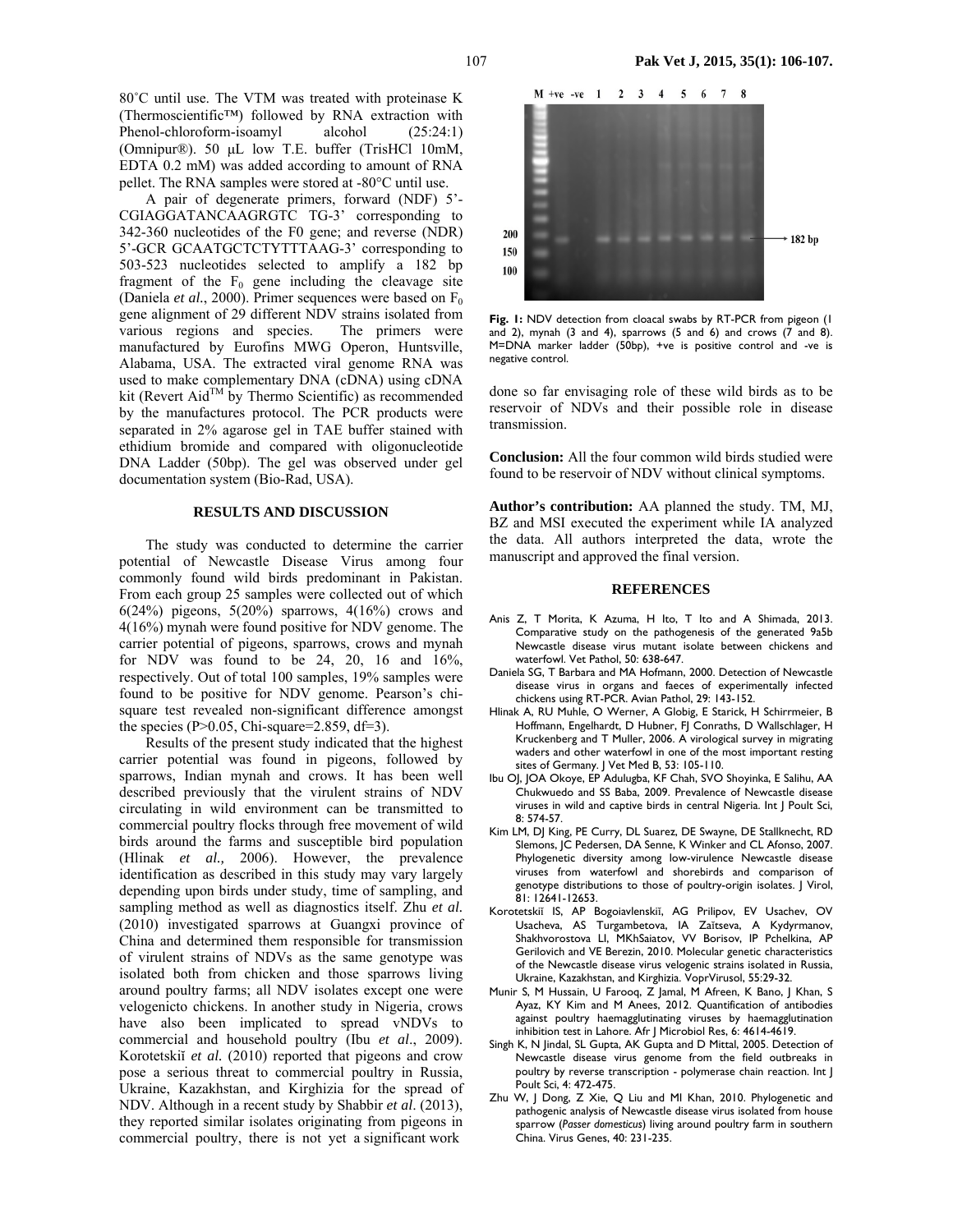80°C until use. The VTM was treated with proteinase K (Thermoscientific™) followed by RNA extraction with Phenol-chloroform-isoamyl alcohol (25:24:1) (Omnipur®). 50 µL low T.E. buffer (TrisHCl 10mM, EDTA 0.2 mM) was added according to amount of RNA pellet. The RNA samples were stored at -80°C until use.

A pair of degenerate primers, forward (NDF) 5'-CGIAGGATANCAAGRGTC TG-3' corresponding to 342-360 nucleotides of the F0 gene; and reverse (NDR) 5'-GCR GCAATGCTCTYTTTAAG-3' corresponding to 503-523 nucleotides selected to amplify a 182 bp fragment of the $F_0$ gene including the cleavage site (Daniela *et al.*, 2000). Primer sequences were based on $F_0$ gene alignment of 29 different NDV strains isolated from various regions and species. The primers were manufactured by Eurofins MWG Operon, Huntsville, Alabama, USA. The extracted viral genome RNA was used to make complementary DNA (cDNA) using cDNA kit (Revert Aid™ by Thermo Scientific) as recommended by the manufactures protocol. The PCR products were separated in 2% agarose gel in TAE buffer stained with ethidium bromide and compared with oligonucleotide DNA Ladder (50bp). The gel was observed under gel documentation system (Bio-Rad, USA).

## RESULTS AND DISCUSSION

The study was conducted to determine the carrier potential of Newcastle Disease Virus among four commonly found wild birds predominant in Pakistan. From each group 25 samples were collected out of which 6(24%) pigeons, 5(20%) sparrows, 4(16%) crows and 4(16%) mynah were found positive for NDV genome. The carrier potential of pigeons, sparrows, crows and mynah for NDV was found to be 24, 20, 16 and 16%, respectively. Out of total 100 samples, 19% samples were found to be positive for NDV genome. Pearson's chi-square test revealed non-significant difference amongst the species (P>0.05, Chi-square=2.859, df=3).

Results of the present study indicated that the highest carrier potential was found in pigeons, followed by sparrows, Indian mynah and crows. It has been well described previously that the virulent strains of NDV circulating in wild environment can be transmitted to commercial poultry flocks through free movement of wild birds around the farms and susceptible bird population (Hlinak *et al.,* 2006). However, the prevalence identification as described in this study may vary largely depending upon birds under study, time of sampling, and sampling method as well as diagnostics itself. Zhu *et al.* (2010) investigated sparrows at Guangxi province of China and determined them responsible for transmission of virulent strains of NDVs as the same genotype was isolated both from chicken and those sparrows living around poultry farms; all NDV isolates except one were velogenicto chickens. In another study in Nigeria, crows have also been implicated to spread vNDVs to commercial and household poultry (Ibu *et al*., 2009). Korotetskiĭ *et al.* (2010) reported that pigeons and crow pose a serious threat to commercial poultry in Russia, Ukraine, Kazakhstan, and Kirghizia for the spread of NDV. Although in a recent study by Shabbir *et al*. (2013), they reported similar isolates originating from pigeons in commercial poultry, there is not yet a significant work done so far envisaging role of these wild birds as to be reservoir of NDVs and their possible role in disease transmission.

M +ve -ve 1 2 3 4 5 6 7 8

200

150

100

182 bp

**Fig. 1:** NDV detection from cloacal swabs by RT-PCR from pigeon (1 and 2), mynah (3 and 4), sparrows (5 and 6) and crows (7 and 8). M=DNA marker ladder (50bp), +ve is positive control and -ve is negative control.

**Conclusion:** All the four common wild birds studied were found to be reservoir of NDV without clinical symptoms.

**Author's contribution:** AA planned the study. TM, MJ, BZ and MSI executed the experiment while IA analyzed the data. All authors interpreted the data, wrote the manuscript and approved the final version.

## REFERENCES

Anis Z, T Morita, K Azuma, H Ito, T Ito and A Shimada, 2013. Comparative study on the pathogenesis of the generated 9a5b Newcastle disease virus mutant isolate between chickens and waterfowl. Vet Pathol, 50: 638-647.

Daniela SG, T Barbara and MA Hofmann, 2000. Detection of Newcastle disease virus in organs and faeces of experimentally infected chickens using RT-PCR. Avian Pathol, 29: 143-152.

Hlinak A, RU Muhle, O Werner, A Globig, E Starick, H Schirrmeier, B Hoffmann, Engelhardt, D Hubner, FJ Conraths, D Wallschlager, H Kruckenberg and T Muller, 2006. A virological survey in migrating waders and other waterfowl in one of the most important resting sites of Germany. J Vet Med B, 53: 105-110.

Ibu OJ, JOA Okoye, EP Adulugba, KF Chah, SVO Shoyinka, E Salihu, AA Chukwuedo and SS Baba, 2009. Prevalence of Newcastle disease viruses in wild and captive birds in central Nigeria. Int J Poult Sci, 8: 574-57.

Kim LM, DJ King, PE Curry, DL Suarez, DE Swayne, DE Stallknecht, RD Slemons, JC Pedersen, DA Senne, K Winker and CL Afonso, 2007. Phylogenetic diversity among low-virulence Newcastle disease viruses from waterfowl and shorebirds and comparison of genotype distributions to those of poultry-origin isolates. J Virol, 81: 12641-12653.

Korotetskiĭ IS, AP Bogoiavlenskiĭ, AG Prilipov, EV Usachev, OV Usacheva, AS Turgambetova, IA Zaĭtseva, A Kydyrmanov, Shakhvorostova LI, MKhSaiatov, VV Borisov, IP Pchelkina, AP Gerilovich and VE Berezin, 2010. Molecular genetic characteristics of the Newcastle disease virus velogenic strains isolated in Russia, Ukraine, Kazakhstan, and Kirghizia. VoprVirusol, 55:29-32.

Munir S, M Hussain, U Farooq, Z Jamal, M Afreen, K Bano, J Khan, S Ayaz, KY Kim and M Anees, 2012. Quantification of antibodies against poultry haemagglutinating viruses by haemagglutination inhibition test in Lahore. Afr J Microbiol Res, 6: 4614-4619.

Singh K, N Jindal, SL Gupta, AK Gupta and D Mittal, 2005. Detection of Newcastle disease virus genome from the field outbreaks in poultry by reverse transcription - polymerase chain reaction. Int J Poult Sci, 4: 472-475.

Zhu W, J Dong, Z Xie, Q Liu and MI Khan, 2010. Phylogenetic and pathogenic analysis of Newcastle disease virus isolated from house sparrow (*Passer domesticus*) living around poultry farm in southern China. Virus Genes, 40: 231-235.